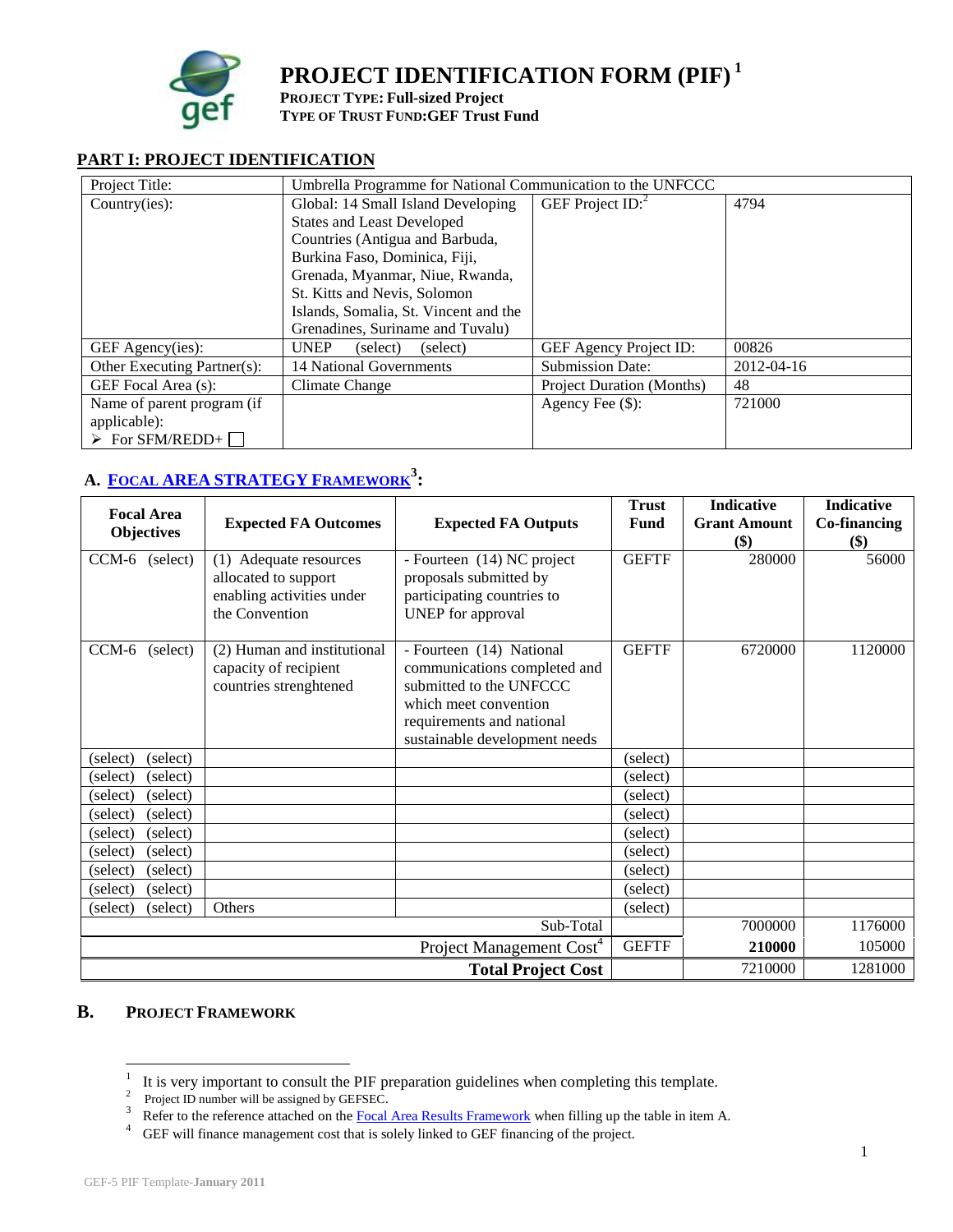# PROJECT IDENTIFICATION FORM (PIF) [1]

**PROJECT TYPE: Full-sized Project**
**TYPE OF TRUST FUND: GEF Trust Fund**

## PART I: PROJECT IDENTIFICATION

| Project Title: | Umbrella Programme for National Communication to the UNFCCC | | |
|---|---|---|---|
| Country(ies): | Global: 14 Small Island Developing States and Least Developed Countries (Antigua and Barbuda, Burkina Faso, Dominica, Fiji, Grenada, Myanmar, Niue, Rwanda, St. Kitts and Nevis, Solomon Islands, Somalia, St. Vincent and the Grenadines, Suriname and Tuvalu) | GEF Project ID:[2] | 4794 |
| GEF Agency(ies): | UNEP (select) (select) | GEF Agency Project ID: | 00826 |
| Other Executing Partner(s): | 14 National Governments | Submission Date: | 2012-04-16 |
| GEF Focal Area (s): | Climate Change | Project Duration (Months) | 48 |
| Name of parent program (if applicable): ➤ For SFM/REDD+ ☐ | | Agency Fee ($): | 721000 |

## A. FOCAL AREA STRATEGY FRAMEWORK[3]:

| Focal Area Objectives | Expected FA Outcomes | Expected FA Outputs | Trust Fund | Indicative Grant Amount ($) | Indicative Co-financing ($) |
|---|---|---|---|---|---|
| CCM-6 (select) | (1) Adequate resources allocated to support enabling activities under the Convention | - Fourteen (14) NC project proposals submitted by participating countries to UNEP for approval | GEFTF | 280000 | 56000 |
| CCM-6 (select) | (2) Human and institutional capacity of recipient countries strenghtened | - Fourteen (14) National communications completed and submitted to the UNFCCC which meet convention requirements and national sustainable development needs | GEFTF | 6720000 | 1120000 |
| (select) (select) | | | (select) | | |
| (select) (select) | | | (select) | | |
| (select) (select) | | | (select) | | |
| (select) (select) | | | (select) | | |
| (select) (select) | | | (select) | | |
| (select) (select) | | | (select) | | |
| (select) (select) | | | (select) | | |
| (select) (select) | | | (select) | | |
| (select) (select) | Others | | (select) | | |
| | | Sub-Total | | 7000000 | 1176000 |
| | | Project Management Cost[4] | GEFTF | **210000** | 105000 |
| | | **Total Project Cost** | | 7210000 | 1281000 |

## B. PROJECT FRAMEWORK

---

[1] It is very important to consult the PIF preparation guidelines when completing this template.

[2] Project ID number will be assigned by GEFSEC.

[3] Refer to the reference attached on the Focal Area Results Framework when filling up the table in item A.

[4] GEF will finance management cost that is solely linked to GEF financing of the project.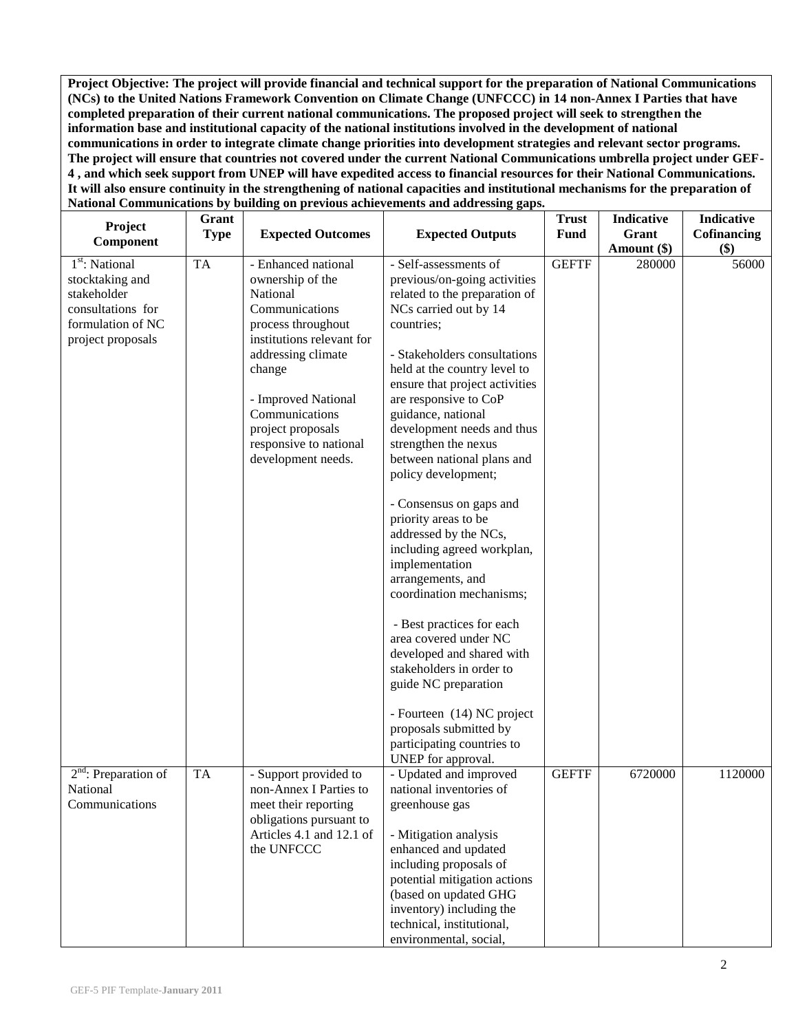**Project Objective: The project will provide financial and technical support for the preparation of National Communications (NCs) to the United Nations Framework Convention on Climate Change (UNFCCC) in 14 non-Annex I Parties that have completed preparation of their current national communications. The proposed project will seek to strengthen the information base and institutional capacity of the national institutions involved in the development of national communications in order to integrate climate change priorities into development strategies and relevant sector programs. The project will ensure that countries not covered under the current National Communications umbrella project under GEF-4 , and which seek support from UNEP will have expedited access to financial resources for their National Communications. It will also ensure continuity in the strengthening of national capacities and institutional mechanisms for the preparation of National Communications by building on previous achievements and addressing gaps.**

| Project Component | Grant Type | Expected Outcomes | Expected Outputs | Trust Fund | Indicative Grant Amount ($) | Indicative Cofinancing ($) |
|---|---|---|---|---|---|---|
| 1st: National stocktaking and stakeholder consultations for formulation of NC project proposals | TA | - Enhanced national ownership of the National Communications process throughout institutions relevant for addressing climate change<br><br>- Improved National Communications project proposals responsive to national development needs. | - Self-assessments of previous/on-going activities related to the preparation of NCs carried out by 14 countries;<br><br>- Stakeholders consultations held at the country level to ensure that project activities are responsive to CoP guidance, national development needs and thus strengthen the nexus between national plans and policy development;<br><br>- Consensus on gaps and priority areas to be addressed by the NCs, including agreed workplan, implementation arrangements, and coordination mechanisms;<br><br>- Best practices for each area covered under NC developed and shared with stakeholders in order to guide NC preparation<br><br>- Fourteen (14) NC project proposals submitted by participating countries to UNEP for approval. | GEFTF | 280000 | 56000 |
| 2nd: Preparation of National Communications | TA | - Support provided to non-Annex I Parties to meet their reporting obligations pursuant to Articles 4.1 and 12.1 of the UNFCCC | - Updated and improved national inventories of greenhouse gas<br><br>- Mitigation analysis enhanced and updated including proposals of potential mitigation actions (based on updated GHG inventory) including the technical, institutional, environmental, social, | GEFTF | 6720000 | 1120000 |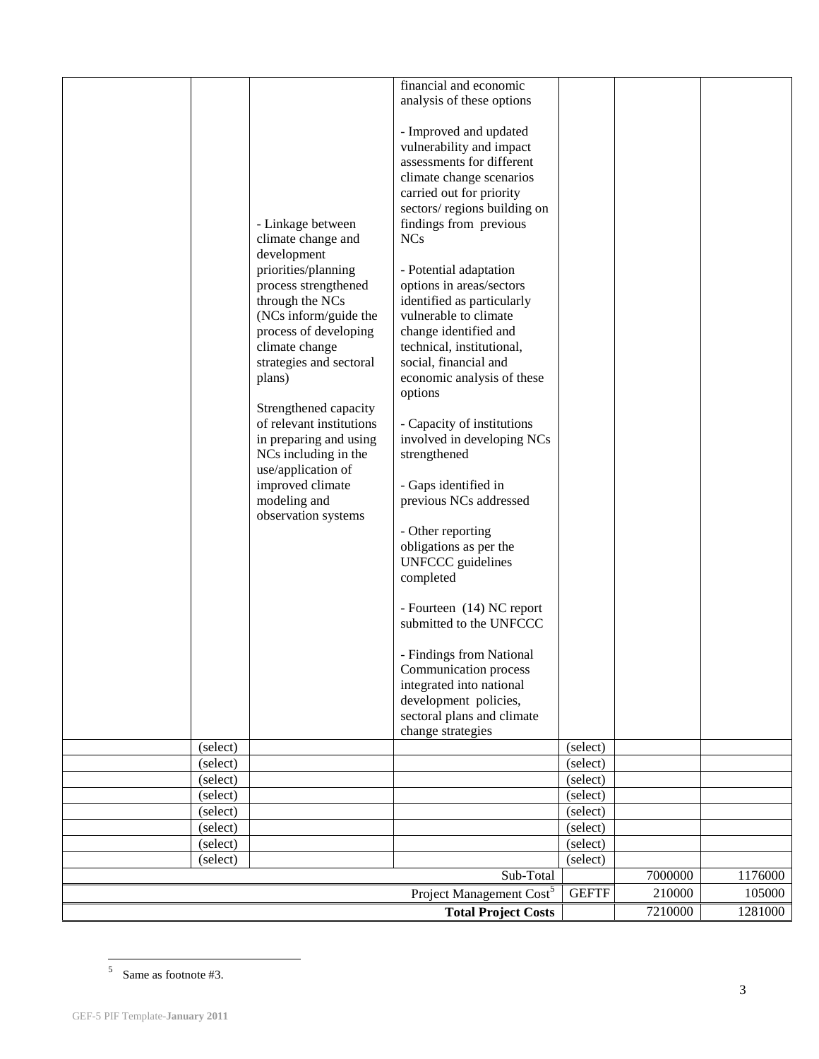|  |  |  |  |  |  |  |
|---|---|---|---|---|---|---|
|  |  | - Linkage between climate change and development priorities/planning process strengthened through the NCs (NCs inform/guide the process of developing climate change strategies and sectoral plans)<br><br>Strengthened capacity of relevant institutions in preparing and using NCs including in the use/application of improved climate modeling and observation systems | financial and economic analysis of these options<br><br>- Improved and updated vulnerability and impact assessments for different climate change scenarios carried out for priority sectors/ regions building on findings from previous NCs<br><br>- Potential adaptation options in areas/sectors identified as particularly vulnerable to climate change identified and technical, institutional, social, financial and economic analysis of these options<br><br>- Capacity of institutions involved in developing NCs strengthened<br><br>- Gaps identified in previous NCs addressed<br><br>- Other reporting obligations as per the UNFCCC guidelines completed<br><br>- Fourteen (14) NC report submitted to the UNFCCC<br><br>- Findings from National Communication process integrated into national development policies, sectoral plans and climate change strategies |  |  |  |
|  | (select) |  |  | (select) |  |  |
|  | (select) |  |  | (select) |  |  |
|  | (select) |  |  | (select) |  |  |
|  | (select) |  |  | (select) |  |  |
|  | (select) |  |  | (select) |  |  |
|  | (select) |  |  | (select) |  |  |
|  | (select) |  |  | (select) |  |  |
|  | (select) |  |  | (select) |  |  |
|  |  |  | Sub-Total |  | 7000000 | 1176000 |
|  |  |  | Project Management Cost[5] | GEFTF | 210000 | 105000 |
|  |  |  | **Total Project Costs** |  | 7210000 | 1281000 |

[5] Same as footnote #3.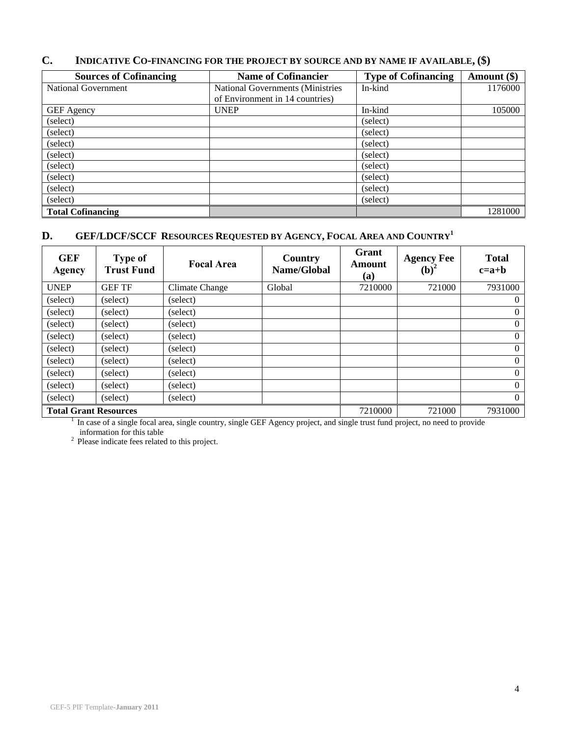## C. Indicative Co-financing for the project by source and by name if available, ($)

| Sources of Cofinancing | Name of Cofinancier | Type of Cofinancing | Amount ($) |
|---|---|---|---|
| National Government | National Governments (Ministries of Environment in 14 countries) | In-kind | 1176000 |
| GEF Agency | UNEP | In-kind | 105000 |
| (select) | | (select) | |
| (select) | | (select) | |
| (select) | | (select) | |
| (select) | | (select) | |
| (select) | | (select) | |
| (select) | | (select) | |
| (select) | | (select) | |
| (select) | | (select) | |
| **Total Cofinancing** | | | 1281000 |

## D. GEF/LDCF/SCCF Resources Requested by Agency, Focal Area and Country[1]

| GEF Agency | Type of Trust Fund | Focal Area | Country Name/Global | Grant Amount (a) | Agency Fee (b)[2] | Total c=a+b |
|---|---|---|---|---|---|---|
| UNEP | GEF TF | Climate Change | Global | 7210000 | 721000 | 7931000 |
| (select) | (select) | (select) | | | | 0 |
| (select) | (select) | (select) | | | | 0 |
| (select) | (select) | (select) | | | | 0 |
| (select) | (select) | (select) | | | | 0 |
| (select) | (select) | (select) | | | | 0 |
| (select) | (select) | (select) | | | | 0 |
| (select) | (select) | (select) | | | | 0 |
| (select) | (select) | (select) | | | | 0 |
| (select) | (select) | (select) | | | | 0 |
| **Total Grant Resources** | | | | 7210000 | 721000 | 7931000 |

[1] In case of a single focal area, single country, single GEF Agency project, and single trust fund project, no need to provide information for this table

[2] Please indicate fees related to this project.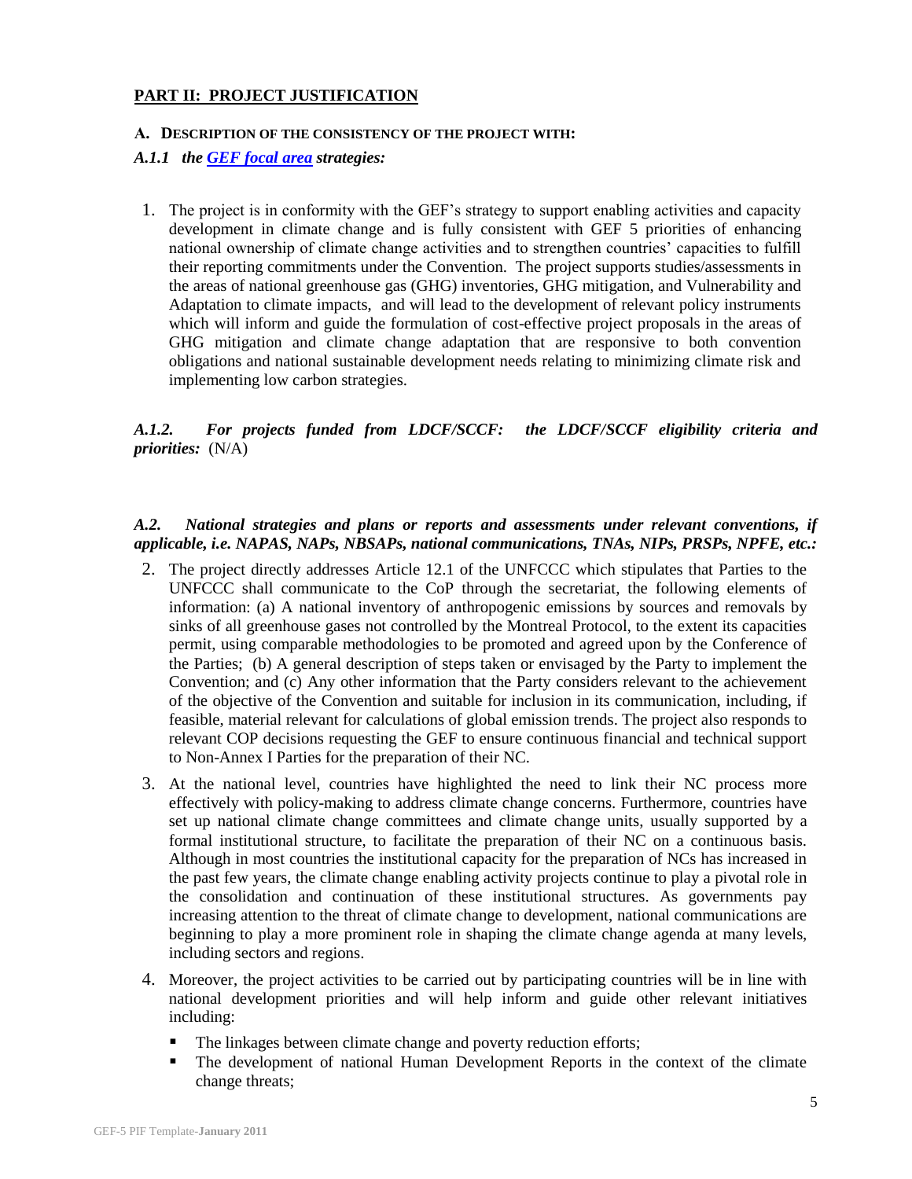## PART II: PROJECT JUSTIFICATION

### A. DESCRIPTION OF THE CONSISTENCY OF THE PROJECT WITH:

***A.1.1 the GEF focal area strategies:***

1. The project is in conformity with the GEF's strategy to support enabling activities and capacity development in climate change and is fully consistent with GEF 5 priorities of enhancing national ownership of climate change activities and to strengthen countries' capacities to fulfill their reporting commitments under the Convention. The project supports studies/assessments in the areas of national greenhouse gas (GHG) inventories, GHG mitigation, and Vulnerability and Adaptation to climate impacts, and will lead to the development of relevant policy instruments which will inform and guide the formulation of cost-effective project proposals in the areas of GHG mitigation and climate change adaptation that are responsive to both convention obligations and national sustainable development needs relating to minimizing climate risk and implementing low carbon strategies.

***A.1.2. For projects funded from LDCF/SCCF: the LDCF/SCCF eligibility criteria and priorities:*** (N/A)

***A.2. National strategies and plans or reports and assessments under relevant conventions, if applicable, i.e. NAPAS, NAPs, NBSAPs, national communications, TNAs, NIPs, PRSPs, NPFE, etc.:***

2. The project directly addresses Article 12.1 of the UNFCCC which stipulates that Parties to the UNFCCC shall communicate to the CoP through the secretariat, the following elements of information: (a) A national inventory of anthropogenic emissions by sources and removals by sinks of all greenhouse gases not controlled by the Montreal Protocol, to the extent its capacities permit, using comparable methodologies to be promoted and agreed upon by the Conference of the Parties; (b) A general description of steps taken or envisaged by the Party to implement the Convention; and (c) Any other information that the Party considers relevant to the achievement of the objective of the Convention and suitable for inclusion in its communication, including, if feasible, material relevant for calculations of global emission trends. The project also responds to relevant COP decisions requesting the GEF to ensure continuous financial and technical support to Non-Annex I Parties for the preparation of their NC.

3. At the national level, countries have highlighted the need to link their NC process more effectively with policy-making to address climate change concerns. Furthermore, countries have set up national climate change committees and climate change units, usually supported by a formal institutional structure, to facilitate the preparation of their NC on a continuous basis. Although in most countries the institutional capacity for the preparation of NCs has increased in the past few years, the climate change enabling activity projects continue to play a pivotal role in the consolidation and continuation of these institutional structures. As governments pay increasing attention to the threat of climate change to development, national communications are beginning to play a more prominent role in shaping the climate change agenda at many levels, including sectors and regions.

4. Moreover, the project activities to be carried out by participating countries will be in line with national development priorities and will help inform and guide other relevant initiatives including:
   - The linkages between climate change and poverty reduction efforts;
   - The development of national Human Development Reports in the context of the climate change threats;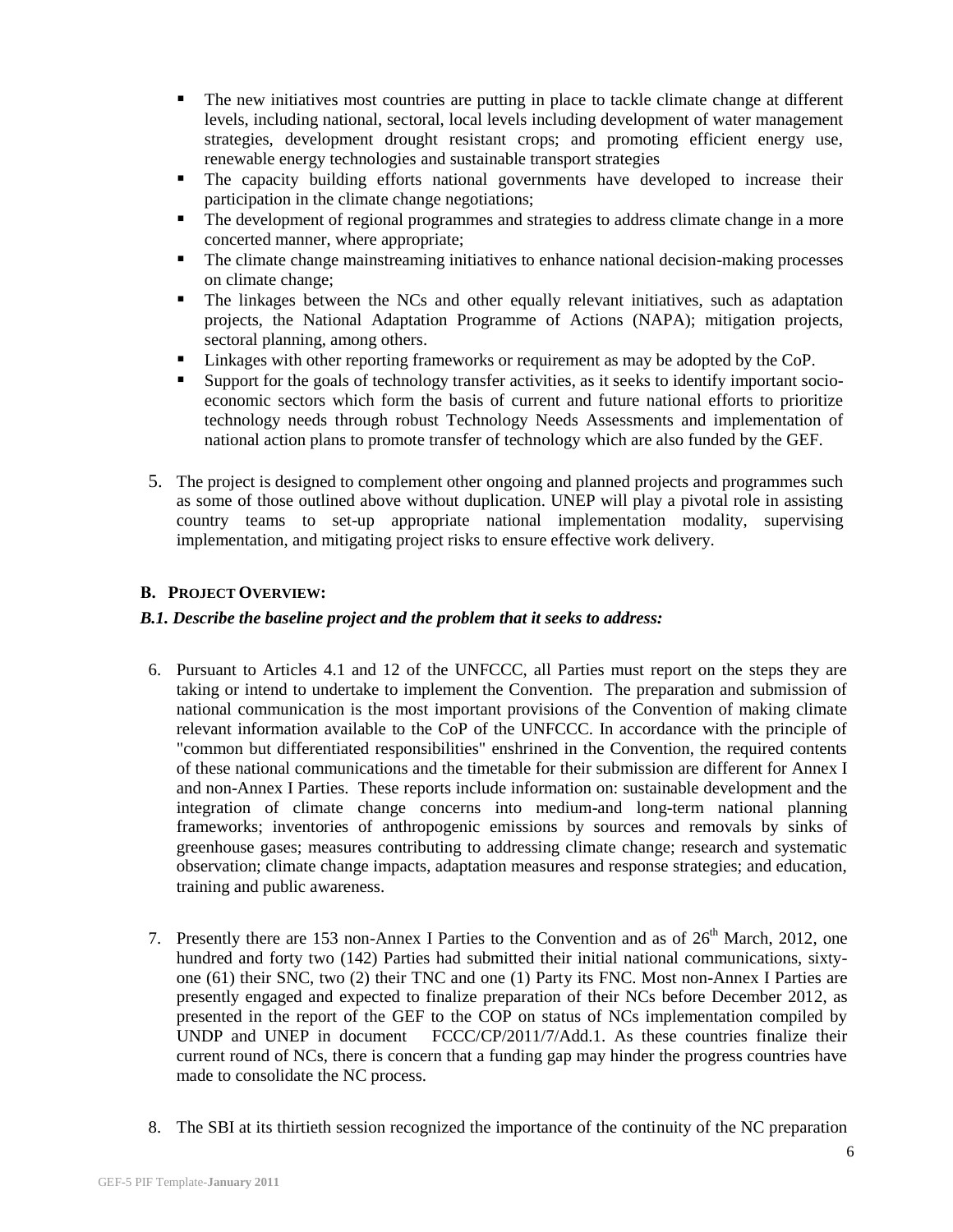- The new initiatives most countries are putting in place to tackle climate change at different levels, including national, sectoral, local levels including development of water management strategies, development drought resistant crops; and promoting efficient energy use, renewable energy technologies and sustainable transport strategies
- The capacity building efforts national governments have developed to increase their participation in the climate change negotiations;
- The development of regional programmes and strategies to address climate change in a more concerted manner, where appropriate;
- The climate change mainstreaming initiatives to enhance national decision-making processes on climate change;
- The linkages between the NCs and other equally relevant initiatives, such as adaptation projects, the National Adaptation Programme of Actions (NAPA); mitigation projects, sectoral planning, among others.
- Linkages with other reporting frameworks or requirement as may be adopted by the CoP.
- Support for the goals of technology transfer activities, as it seeks to identify important socio-economic sectors which form the basis of current and future national efforts to prioritize technology needs through robust Technology Needs Assessments and implementation of national action plans to promote transfer of technology which are also funded by the GEF.

5. The project is designed to complement other ongoing and planned projects and programmes such as some of those outlined above without duplication. UNEP will play a pivotal role in assisting country teams to set-up appropriate national implementation modality, supervising implementation, and mitigating project risks to ensure effective work delivery.

## B. Project Overview:

### *B.1. Describe the baseline project and the problem that it seeks to address:*

6. Pursuant to Articles 4.1 and 12 of the UNFCCC, all Parties must report on the steps they are taking or intend to undertake to implement the Convention. The preparation and submission of national communication is the most important provisions of the Convention of making climate relevant information available to the CoP of the UNFCCC. In accordance with the principle of "common but differentiated responsibilities" enshrined in the Convention, the required contents of these national communications and the timetable for their submission are different for Annex I and non-Annex I Parties. These reports include information on: sustainable development and the integration of climate change concerns into medium-and long-term national planning frameworks; inventories of anthropogenic emissions by sources and removals by sinks of greenhouse gases; measures contributing to addressing climate change; research and systematic observation; climate change impacts, adaptation measures and response strategies; and education, training and public awareness.

7. Presently there are 153 non-Annex I Parties to the Convention and as of 26th March, 2012, one hundred and forty two (142) Parties had submitted their initial national communications, sixty-one (61) their SNC, two (2) their TNC and one (1) Party its FNC. Most non-Annex I Parties are presently engaged and expected to finalize preparation of their NCs before December 2012, as presented in the report of the GEF to the COP on status of NCs implementation compiled by UNDP and UNEP in document FCCC/CP/2011/7/Add.1. As these countries finalize their current round of NCs, there is concern that a funding gap may hinder the progress countries have made to consolidate the NC process.

8. The SBI at its thirtieth session recognized the importance of the continuity of the NC preparation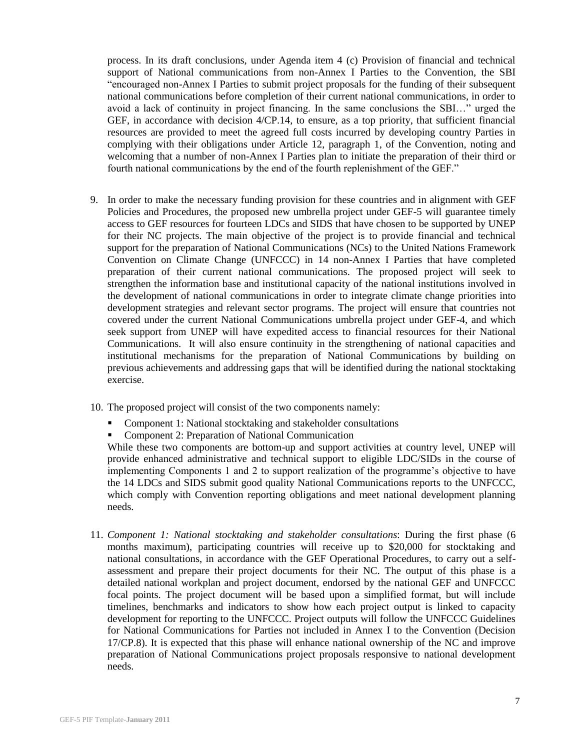process. In its draft conclusions, under Agenda item 4 (c) Provision of financial and technical support of National communications from non-Annex I Parties to the Convention, the SBI "encouraged non-Annex I Parties to submit project proposals for the funding of their subsequent national communications before completion of their current national communications, in order to avoid a lack of continuity in project financing. In the same conclusions the SBI…" urged the GEF, in accordance with decision 4/CP.14, to ensure, as a top priority, that sufficient financial resources are provided to meet the agreed full costs incurred by developing country Parties in complying with their obligations under Article 12, paragraph 1, of the Convention, noting and welcoming that a number of non-Annex I Parties plan to initiate the preparation of their third or fourth national communications by the end of the fourth replenishment of the GEF."

9. In order to make the necessary funding provision for these countries and in alignment with GEF Policies and Procedures, the proposed new umbrella project under GEF-5 will guarantee timely access to GEF resources for fourteen LDCs and SIDS that have chosen to be supported by UNEP for their NC projects. The main objective of the project is to provide financial and technical support for the preparation of National Communications (NCs) to the United Nations Framework Convention on Climate Change (UNFCCC) in 14 non-Annex I Parties that have completed preparation of their current national communications. The proposed project will seek to strengthen the information base and institutional capacity of the national institutions involved in the development of national communications in order to integrate climate change priorities into development strategies and relevant sector programs. The project will ensure that countries not covered under the current National Communications umbrella project under GEF-4, and which seek support from UNEP will have expedited access to financial resources for their National Communications. It will also ensure continuity in the strengthening of national capacities and institutional mechanisms for the preparation of National Communications by building on previous achievements and addressing gaps that will be identified during the national stocktaking exercise.

10. The proposed project will consist of the two components namely:
    - Component 1: National stocktaking and stakeholder consultations
    - Component 2: Preparation of National Communication

    While these two components are bottom-up and support activities at country level, UNEP will provide enhanced administrative and technical support to eligible LDC/SIDs in the course of implementing Components 1 and 2 to support realization of the programme's objective to have the 14 LDCs and SIDS submit good quality National Communications reports to the UNFCCC, which comply with Convention reporting obligations and meet national development planning needs.

11. *Component 1: National stocktaking and stakeholder consultations*: During the first phase (6 months maximum), participating countries will receive up to $20,000 for stocktaking and national consultations, in accordance with the GEF Operational Procedures, to carry out a self-assessment and prepare their project documents for their NC. The output of this phase is a detailed national workplan and project document, endorsed by the national GEF and UNFCCC focal points. The project document will be based upon a simplified format, but will include timelines, benchmarks and indicators to show how each project output is linked to capacity development for reporting to the UNFCCC. Project outputs will follow the UNFCCC Guidelines for National Communications for Parties not included in Annex I to the Convention (Decision 17/CP.8). It is expected that this phase will enhance national ownership of the NC and improve preparation of National Communications project proposals responsive to national development needs.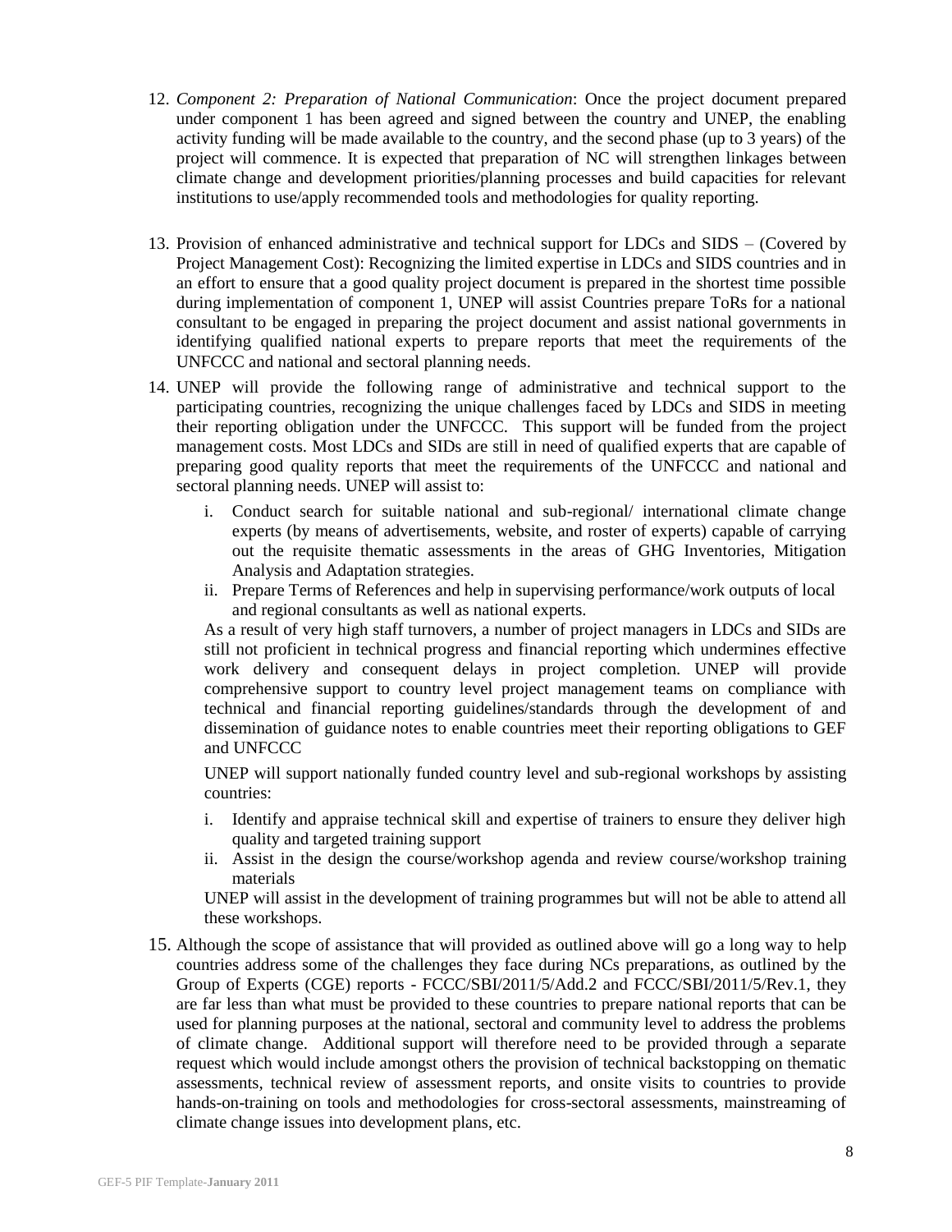12. *Component 2: Preparation of National Communication*: Once the project document prepared under component 1 has been agreed and signed between the country and UNEP, the enabling activity funding will be made available to the country, and the second phase (up to 3 years) of the project will commence. It is expected that preparation of NC will strengthen linkages between climate change and development priorities/planning processes and build capacities for relevant institutions to use/apply recommended tools and methodologies for quality reporting.

13. Provision of enhanced administrative and technical support for LDCs and SIDS – (Covered by Project Management Cost): Recognizing the limited expertise in LDCs and SIDS countries and in an effort to ensure that a good quality project document is prepared in the shortest time possible during implementation of component 1, UNEP will assist Countries prepare ToRs for a national consultant to be engaged in preparing the project document and assist national governments in identifying qualified national experts to prepare reports that meet the requirements of the UNFCCC and national and sectoral planning needs.

14. UNEP will provide the following range of administrative and technical support to the participating countries, recognizing the unique challenges faced by LDCs and SIDS in meeting their reporting obligation under the UNFCCC. This support will be funded from the project management costs. Most LDCs and SIDs are still in need of qualified experts that are capable of preparing good quality reports that meet the requirements of the UNFCCC and national and sectoral planning needs. UNEP will assist to:

    i. Conduct search for suitable national and sub-regional/ international climate change experts (by means of advertisements, website, and roster of experts) capable of carrying out the requisite thematic assessments in the areas of GHG Inventories, Mitigation Analysis and Adaptation strategies.
    ii. Prepare Terms of References and help in supervising performance/work outputs of local and regional consultants as well as national experts.

    As a result of very high staff turnovers, a number of project managers in LDCs and SIDs are still not proficient in technical progress and financial reporting which undermines effective work delivery and consequent delays in project completion. UNEP will provide comprehensive support to country level project management teams on compliance with technical and financial reporting guidelines/standards through the development of and dissemination of guidance notes to enable countries meet their reporting obligations to GEF and UNFCCC

    UNEP will support nationally funded country level and sub-regional workshops by assisting countries:

    i. Identify and appraise technical skill and expertise of trainers to ensure they deliver high quality and targeted training support
    ii. Assist in the design the course/workshop agenda and review course/workshop training materials

    UNEP will assist in the development of training programmes but will not be able to attend all these workshops.

15. Although the scope of assistance that will provided as outlined above will go a long way to help countries address some of the challenges they face during NCs preparations, as outlined by the Group of Experts (CGE) reports - FCCC/SBI/2011/5/Add.2 and FCCC/SBI/2011/5/Rev.1, they are far less than what must be provided to these countries to prepare national reports that can be used for planning purposes at the national, sectoral and community level to address the problems of climate change. Additional support will therefore need to be provided through a separate request which would include amongst others the provision of technical backstopping on thematic assessments, technical review of assessment reports, and onsite visits to countries to provide hands-on-training on tools and methodologies for cross-sectoral assessments, mainstreaming of climate change issues into development plans, etc.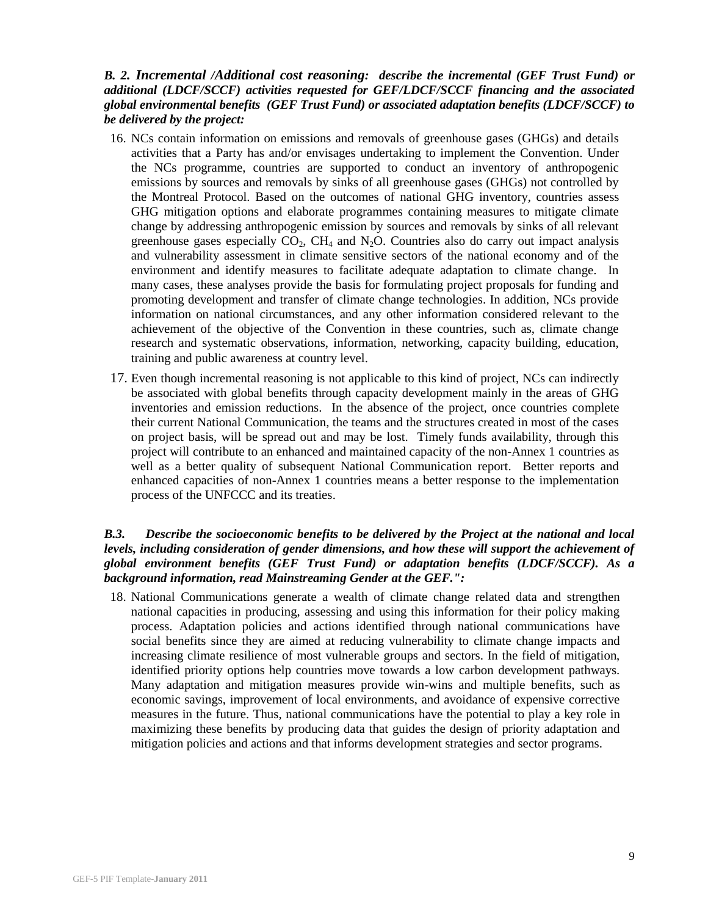***B. 2. Incremental /Additional cost reasoning:  describe the incremental (GEF Trust Fund) or additional (LDCF/SCCF) activities requested for GEF/LDCF/SCCF financing and the associated global environmental benefits  (GEF Trust Fund) or associated adaptation benefits (LDCF/SCCF) to be delivered by the project:***

16. NCs contain information on emissions and removals of greenhouse gases (GHGs) and details activities that a Party has and/or envisages undertaking to implement the Convention. Under the NCs programme, countries are supported to conduct an inventory of anthropogenic emissions by sources and removals by sinks of all greenhouse gases (GHGs) not controlled by the Montreal Protocol. Based on the outcomes of national GHG inventory, countries assess GHG mitigation options and elaborate programmes containing measures to mitigate climate change by addressing anthropogenic emission by sources and removals by sinks of all relevant greenhouse gases especially $CO_2$, $CH_4$ and $N_2O$. Countries also do carry out impact analysis and vulnerability assessment in climate sensitive sectors of the national economy and of the environment and identify measures to facilitate adequate adaptation to climate change.  In many cases, these analyses provide the basis for formulating project proposals for funding and promoting development and transfer of climate change technologies. In addition, NCs provide information on national circumstances, and any other information considered relevant to the achievement of the objective of the Convention in these countries, such as, climate change research and systematic observations, information, networking, capacity building, education, training and public awareness at country level.

17. Even though incremental reasoning is not applicable to this kind of project, NCs can indirectly be associated with global benefits through capacity development mainly in the areas of GHG inventories and emission reductions.  In the absence of the project, once countries complete their current National Communication, the teams and the structures created in most of the cases on project basis, will be spread out and may be lost.  Timely funds availability, through this project will contribute to an enhanced and maintained capacity of the non-Annex 1 countries as well as a better quality of subsequent National Communication report.  Better reports and enhanced capacities of non-Annex 1 countries means a better response to the implementation process of the UNFCCC and its treaties.

***B.3.  Describe the socioeconomic benefits to be delivered by the Project at the national and local levels, including consideration of gender dimensions, and how these will support the achievement of global environment benefits (GEF Trust Fund) or adaptation benefits (LDCF/SCCF). As a background information, read Mainstreaming Gender at the GEF.":***

18. National Communications generate a wealth of climate change related data and strengthen national capacities in producing, assessing and using this information for their policy making process. Adaptation policies and actions identified through national communications have social benefits since they are aimed at reducing vulnerability to climate change impacts and increasing climate resilience of most vulnerable groups and sectors. In the field of mitigation, identified priority options help countries move towards a low carbon development pathways. Many adaptation and mitigation measures provide win-wins and multiple benefits, such as economic savings, improvement of local environments, and avoidance of expensive corrective measures in the future. Thus, national communications have the potential to play a key role in maximizing these benefits by producing data that guides the design of priority adaptation and mitigation policies and actions and that informs development strategies and sector programs.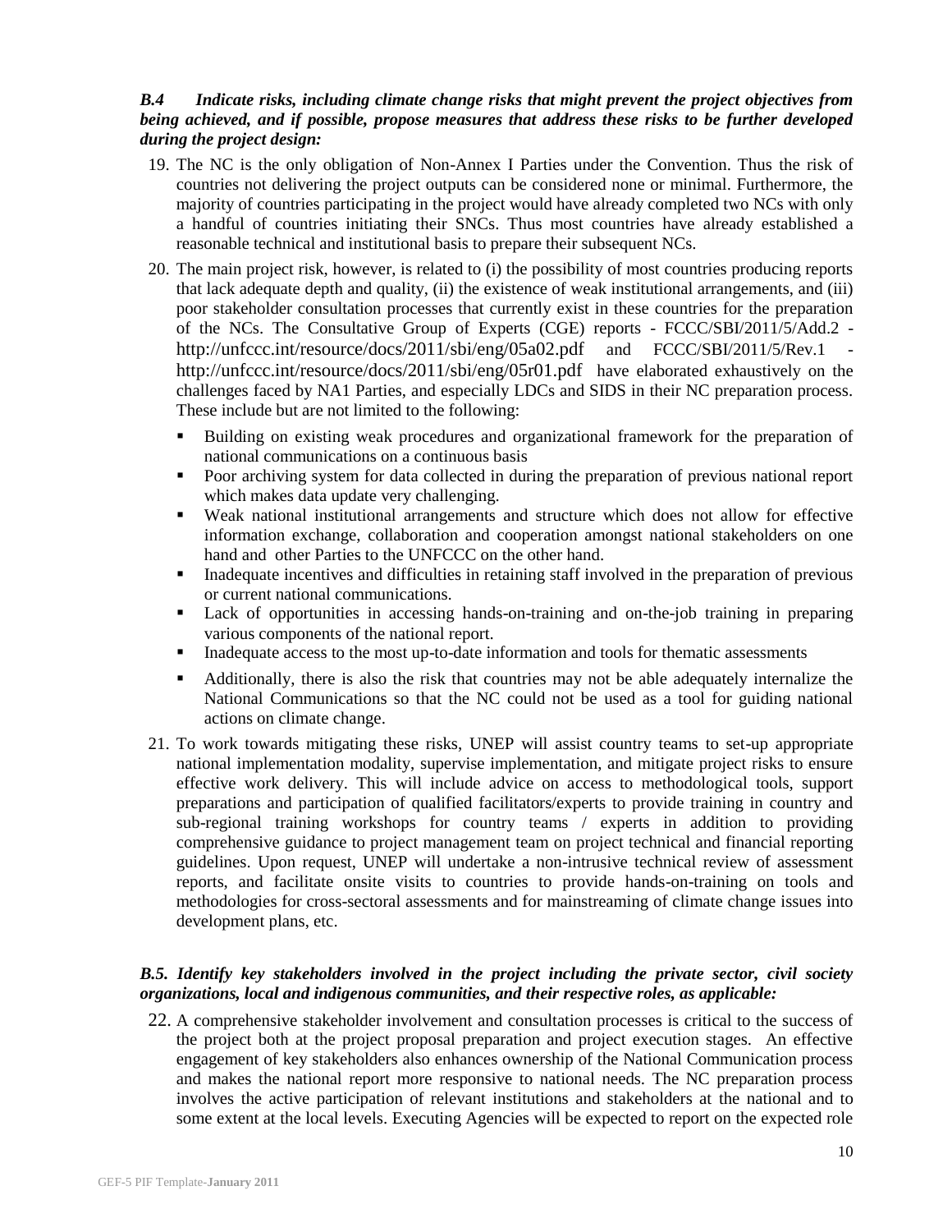***B.4 Indicate risks, including climate change risks that might prevent the project objectives from being achieved, and if possible, propose measures that address these risks to be further developed during the project design:***

19. The NC is the only obligation of Non-Annex I Parties under the Convention. Thus the risk of countries not delivering the project outputs can be considered none or minimal. Furthermore, the majority of countries participating in the project would have already completed two NCs with only a handful of countries initiating their SNCs. Thus most countries have already established a reasonable technical and institutional basis to prepare their subsequent NCs.

20. The main project risk, however, is related to (i) the possibility of most countries producing reports that lack adequate depth and quality, (ii) the existence of weak institutional arrangements, and (iii) poor stakeholder consultation processes that currently exist in these countries for the preparation of the NCs. The Consultative Group of Experts (CGE) reports - FCCC/SBI/2011/5/Add.2 - http://unfccc.int/resource/docs/2011/sbi/eng/05a02.pdf and FCCC/SBI/2011/5/Rev.1 - http://unfccc.int/resource/docs/2011/sbi/eng/05r01.pdf have elaborated exhaustively on the challenges faced by NA1 Parties, and especially LDCs and SIDS in their NC preparation process. These include but are not limited to the following:

    - Building on existing weak procedures and organizational framework for the preparation of national communications on a continuous basis
    - Poor archiving system for data collected in during the preparation of previous national report which makes data update very challenging.
    - Weak national institutional arrangements and structure which does not allow for effective information exchange, collaboration and cooperation amongst national stakeholders on one hand and other Parties to the UNFCCC on the other hand.
    - Inadequate incentives and difficulties in retaining staff involved in the preparation of previous or current national communications.
    - Lack of opportunities in accessing hands-on-training and on-the-job training in preparing various components of the national report.
    - Inadequate access to the most up-to-date information and tools for thematic assessments
    - Additionally, there is also the risk that countries may not be able adequately internalize the National Communications so that the NC could not be used as a tool for guiding national actions on climate change.

21. To work towards mitigating these risks, UNEP will assist country teams to set-up appropriate national implementation modality, supervise implementation, and mitigate project risks to ensure effective work delivery. This will include advice on access to methodological tools, support preparations and participation of qualified facilitators/experts to provide training in country and sub-regional training workshops for country teams / experts in addition to providing comprehensive guidance to project management team on project technical and financial reporting guidelines. Upon request, UNEP will undertake a non-intrusive technical review of assessment reports, and facilitate onsite visits to countries to provide hands-on-training on tools and methodologies for cross-sectoral assessments and for mainstreaming of climate change issues into development plans, etc.

***B.5. Identify key stakeholders involved in the project including the private sector, civil society organizations, local and indigenous communities, and their respective roles, as applicable:***

22. A comprehensive stakeholder involvement and consultation processes is critical to the success of the project both at the project proposal preparation and project execution stages. An effective engagement of key stakeholders also enhances ownership of the National Communication process and makes the national report more responsive to national needs. The NC preparation process involves the active participation of relevant institutions and stakeholders at the national and to some extent at the local levels. Executing Agencies will be expected to report on the expected role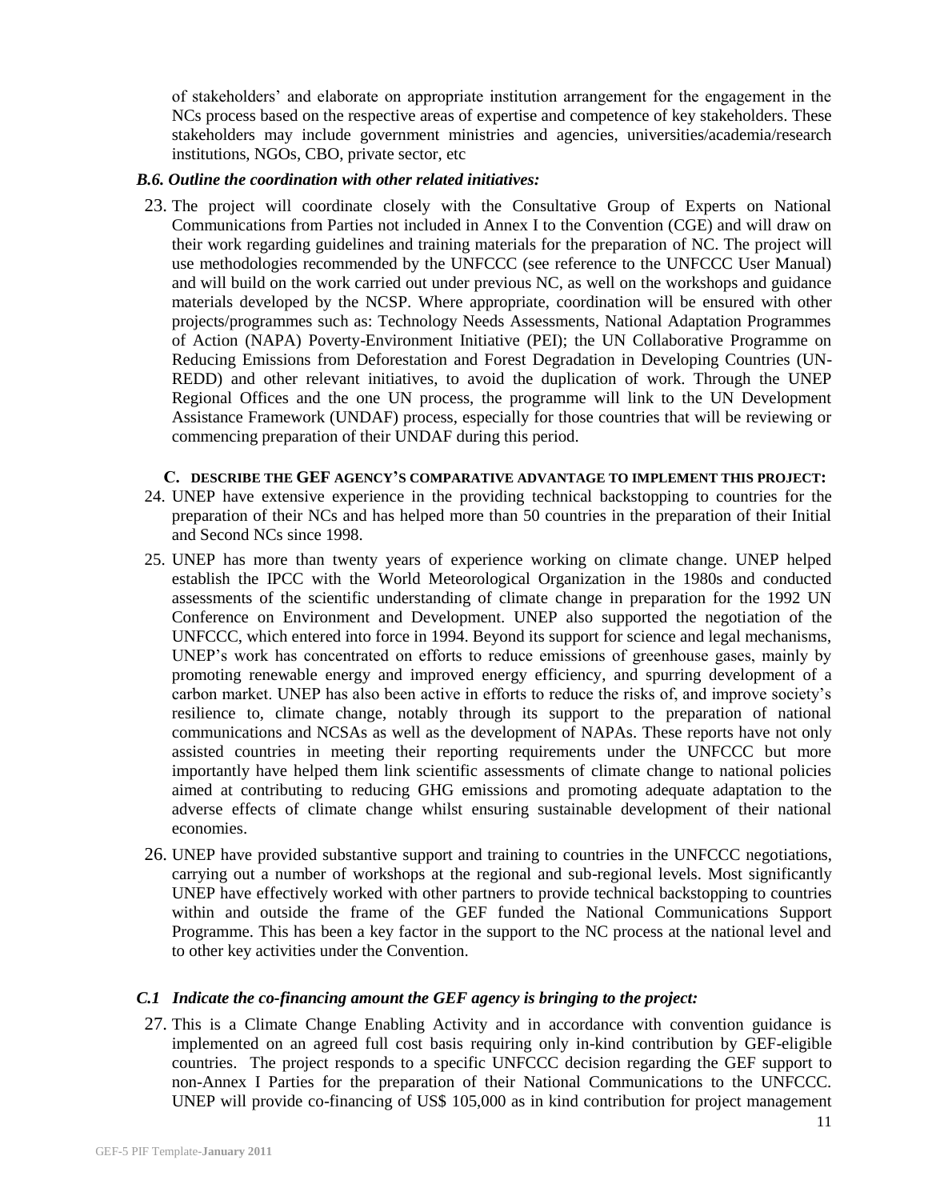of stakeholders' and elaborate on appropriate institution arrangement for the engagement in the NCs process based on the respective areas of expertise and competence of key stakeholders. These stakeholders may include government ministries and agencies, universities/academia/research institutions, NGOs, CBO, private sector, etc

### *B.6. Outline the coordination with other related initiatives:*

23. The project will coordinate closely with the Consultative Group of Experts on National Communications from Parties not included in Annex I to the Convention (CGE) and will draw on their work regarding guidelines and training materials for the preparation of NC. The project will use methodologies recommended by the UNFCCC (see reference to the UNFCCC User Manual) and will build on the work carried out under previous NC, as well on the workshops and guidance materials developed by the NCSP. Where appropriate, coordination will be ensured with other projects/programmes such as: Technology Needs Assessments, National Adaptation Programmes of Action (NAPA) Poverty-Environment Initiative (PEI); the UN Collaborative Programme on Reducing Emissions from Deforestation and Forest Degradation in Developing Countries (UN-REDD) and other relevant initiatives, to avoid the duplication of work. Through the UNEP Regional Offices and the one UN process, the programme will link to the UN Development Assistance Framework (UNDAF) process, especially for those countries that will be reviewing or commencing preparation of their UNDAF during this period.

## C. DESCRIBE THE GEF AGENCY'S COMPARATIVE ADVANTAGE TO IMPLEMENT THIS PROJECT:

24. UNEP have extensive experience in the providing technical backstopping to countries for the preparation of their NCs and has helped more than 50 countries in the preparation of their Initial and Second NCs since 1998.
25. UNEP has more than twenty years of experience working on climate change. UNEP helped establish the IPCC with the World Meteorological Organization in the 1980s and conducted assessments of the scientific understanding of climate change in preparation for the 1992 UN Conference on Environment and Development. UNEP also supported the negotiation of the UNFCCC, which entered into force in 1994. Beyond its support for science and legal mechanisms, UNEP's work has concentrated on efforts to reduce emissions of greenhouse gases, mainly by promoting renewable energy and improved energy efficiency, and spurring development of a carbon market. UNEP has also been active in efforts to reduce the risks of, and improve society's resilience to, climate change, notably through its support to the preparation of national communications and NCSAs as well as the development of NAPAs. These reports have not only assisted countries in meeting their reporting requirements under the UNFCCC but more importantly have helped them link scientific assessments of climate change to national policies aimed at contributing to reducing GHG emissions and promoting adequate adaptation to the adverse effects of climate change whilst ensuring sustainable development of their national economies.
26. UNEP have provided substantive support and training to countries in the UNFCCC negotiations, carrying out a number of workshops at the regional and sub-regional levels. Most significantly UNEP have effectively worked with other partners to provide technical backstopping to countries within and outside the frame of the GEF funded the National Communications Support Programme. This has been a key factor in the support to the NC process at the national level and to other key activities under the Convention.

### *C.1 Indicate the co-financing amount the GEF agency is bringing to the project:*

27. This is a Climate Change Enabling Activity and in accordance with convention guidance is implemented on an agreed full cost basis requiring only in-kind contribution by GEF-eligible countries. The project responds to a specific UNFCCC decision regarding the GEF support to non-Annex I Parties for the preparation of their National Communications to the UNFCCC. UNEP will provide co-financing of US$ 105,000 as in kind contribution for project management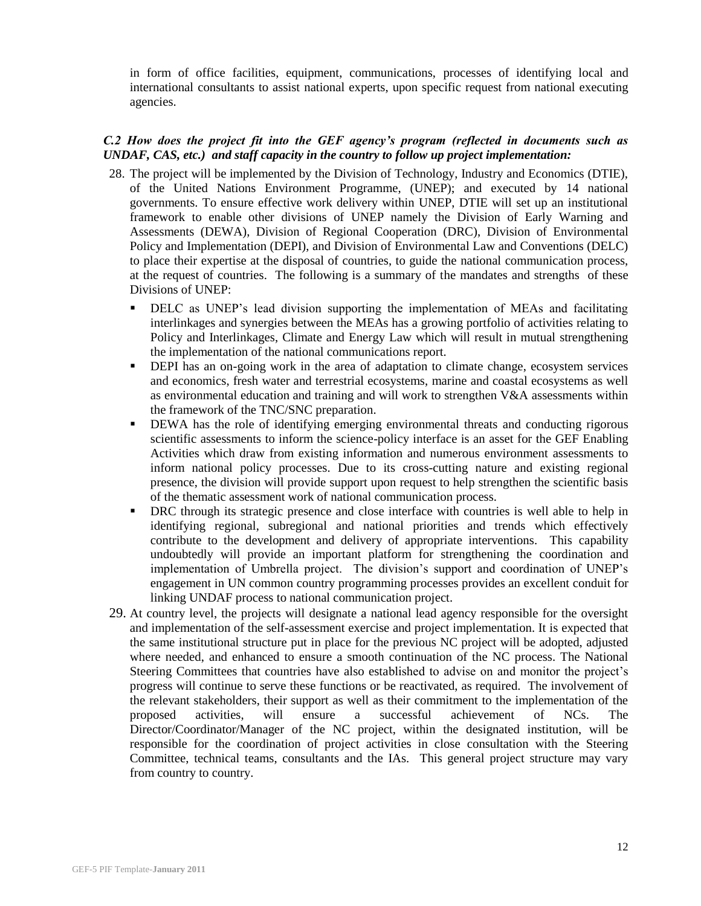in form of office facilities, equipment, communications, processes of identifying local and international consultants to assist national experts, upon specific request from national executing agencies.

### *C.2 How does the project fit into the GEF agency's program (reflected in documents such as UNDAF, CAS, etc.) and staff capacity in the country to follow up project implementation:*

28. The project will be implemented by the Division of Technology, Industry and Economics (DTIE), of the United Nations Environment Programme, (UNEP); and executed by 14 national governments. To ensure effective work delivery within UNEP, DTIE will set up an institutional framework to enable other divisions of UNEP namely the Division of Early Warning and Assessments (DEWA), Division of Regional Cooperation (DRC), Division of Environmental Policy and Implementation (DEPI), and Division of Environmental Law and Conventions (DELC) to place their expertise at the disposal of countries, to guide the national communication process, at the request of countries. The following is a summary of the mandates and strengths of these Divisions of UNEP:
   - DELC as UNEP's lead division supporting the implementation of MEAs and facilitating interlinkages and synergies between the MEAs has a growing portfolio of activities relating to Policy and Interlinkages, Climate and Energy Law which will result in mutual strengthening the implementation of the national communications report.
   - DEPI has an on-going work in the area of adaptation to climate change, ecosystem services and economics, fresh water and terrestrial ecosystems, marine and coastal ecosystems as well as environmental education and training and will work to strengthen V&A assessments within the framework of the TNC/SNC preparation.
   - DEWA has the role of identifying emerging environmental threats and conducting rigorous scientific assessments to inform the science-policy interface is an asset for the GEF Enabling Activities which draw from existing information and numerous environment assessments to inform national policy processes. Due to its cross-cutting nature and existing regional presence, the division will provide support upon request to help strengthen the scientific basis of the thematic assessment work of national communication process.
   - DRC through its strategic presence and close interface with countries is well able to help in identifying regional, subregional and national priorities and trends which effectively contribute to the development and delivery of appropriate interventions. This capability undoubtedly will provide an important platform for strengthening the coordination and implementation of Umbrella project. The division's support and coordination of UNEP's engagement in UN common country programming processes provides an excellent conduit for linking UNDAF process to national communication project.
29. At country level, the projects will designate a national lead agency responsible for the oversight and implementation of the self-assessment exercise and project implementation. It is expected that the same institutional structure put in place for the previous NC project will be adopted, adjusted where needed, and enhanced to ensure a smooth continuation of the NC process. The National Steering Committees that countries have also established to advise on and monitor the project's progress will continue to serve these functions or be reactivated, as required. The involvement of the relevant stakeholders, their support as well as their commitment to the implementation of the proposed activities, will ensure a successful achievement of NCs. The Director/Coordinator/Manager of the NC project, within the designated institution, will be responsible for the coordination of project activities in close consultation with the Steering Committee, technical teams, consultants and the IAs. This general project structure may vary from country to country.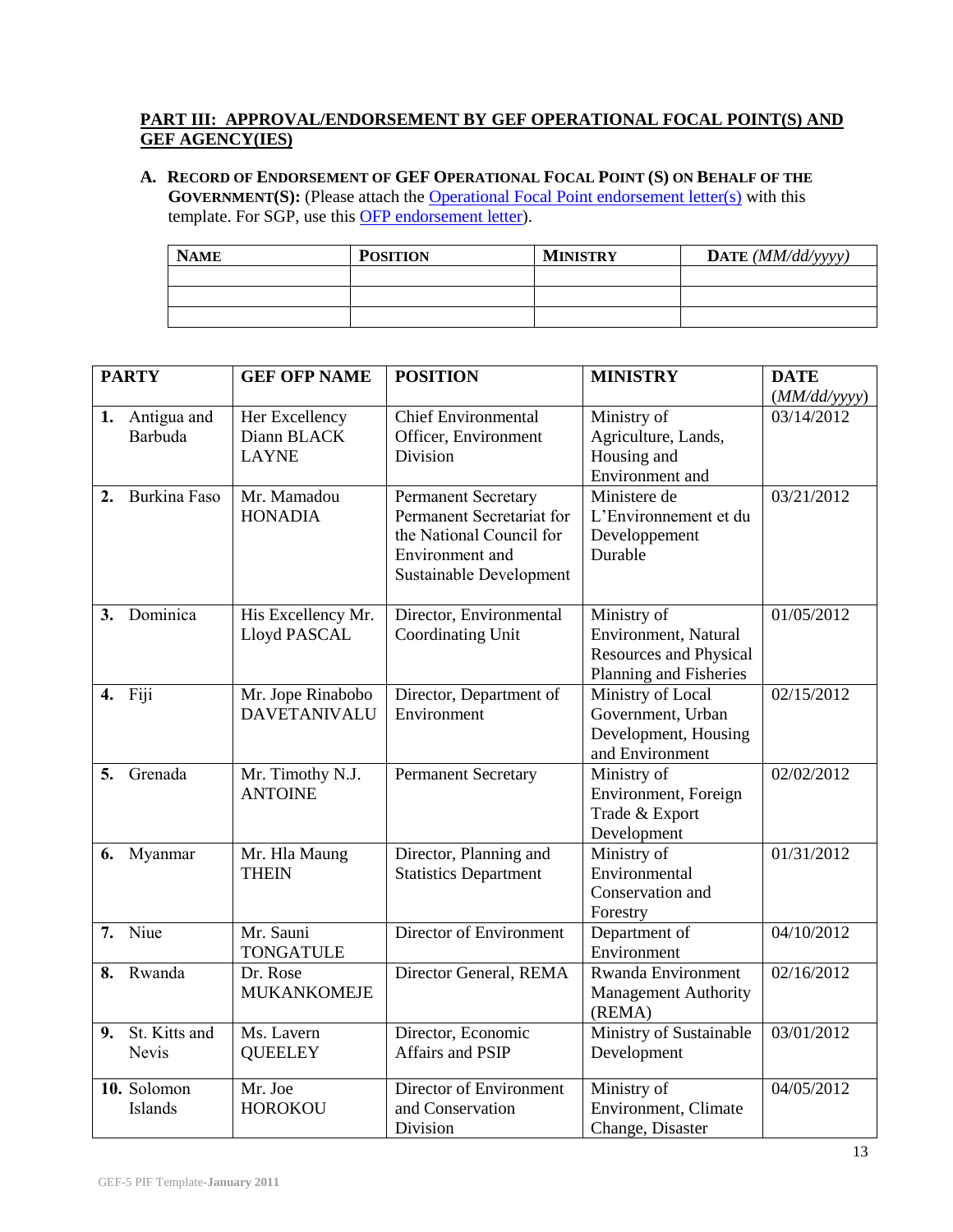**PART III: APPROVAL/ENDORSEMENT BY GEF OPERATIONAL FOCAL POINT(S) AND GEF AGENCY(IES)**

**A. RECORD OF ENDORSEMENT OF GEF OPERATIONAL FOCAL POINT (S) ON BEHALF OF THE GOVERNMENT(S):** (Please attach the Operational Focal Point endorsement letter(s) with this template. For SGP, use this OFP endorsement letter).

| NAME | POSITION | MINISTRY | DATE *(MM/dd/yyyy)* |
|---|---|---|---|
| | | | |
| | | | |
| | | | |

| PARTY | GEF OFP NAME | POSITION | MINISTRY | DATE (*MM/dd/yyyy*) |
|---|---|---|---|---|
| **1.** Antigua and Barbuda | Her Excellency Diann BLACK LAYNE | Chief Environmental Officer, Environment Division | Ministry of Agriculture, Lands, Housing and Environment and | 03/14/2012 |
| **2.** Burkina Faso | Mr. Mamadou HONADIA | Permanent Secretary Permanent Secretariat for the National Council for Environment and Sustainable Development | Ministere de L'Environnement et du Developpement Durable | 03/21/2012 |
| **3.** Dominica | His Excellency Mr. Lloyd PASCAL | Director, Environmental Coordinating Unit | Ministry of Environment, Natural Resources and Physical Planning and Fisheries | 01/05/2012 |
| **4.** Fiji | Mr. Jope Rinabobo DAVETANIVALU | Director, Department of Environment | Ministry of Local Government, Urban Development, Housing and Environment | 02/15/2012 |
| **5.** Grenada | Mr. Timothy N.J. ANTOINE | Permanent Secretary | Ministry of Environment, Foreign Trade & Export Development | 02/02/2012 |
| **6.** Myanmar | Mr. Hla Maung THEIN | Director, Planning and Statistics Department | Ministry of Environmental Conservation and Forestry | 01/31/2012 |
| **7.** Niue | Mr. Sauni TONGATULE | Director of Environment | Department of Environment | 04/10/2012 |
| **8.** Rwanda | Dr. Rose MUKANKOMEJE | Director General, REMA | Rwanda Environment Management Authority (REMA) | 02/16/2012 |
| **9.** St. Kitts and Nevis | Ms. Lavern QUEELEY | Director, Economic Affairs and PSIP | Ministry of Sustainable Development | 03/01/2012 |
| **10.** Solomon Islands | Mr. Joe HOROKOU | Director of Environment and Conservation Division | Ministry of Environment, Climate Change, Disaster | 04/05/2012 |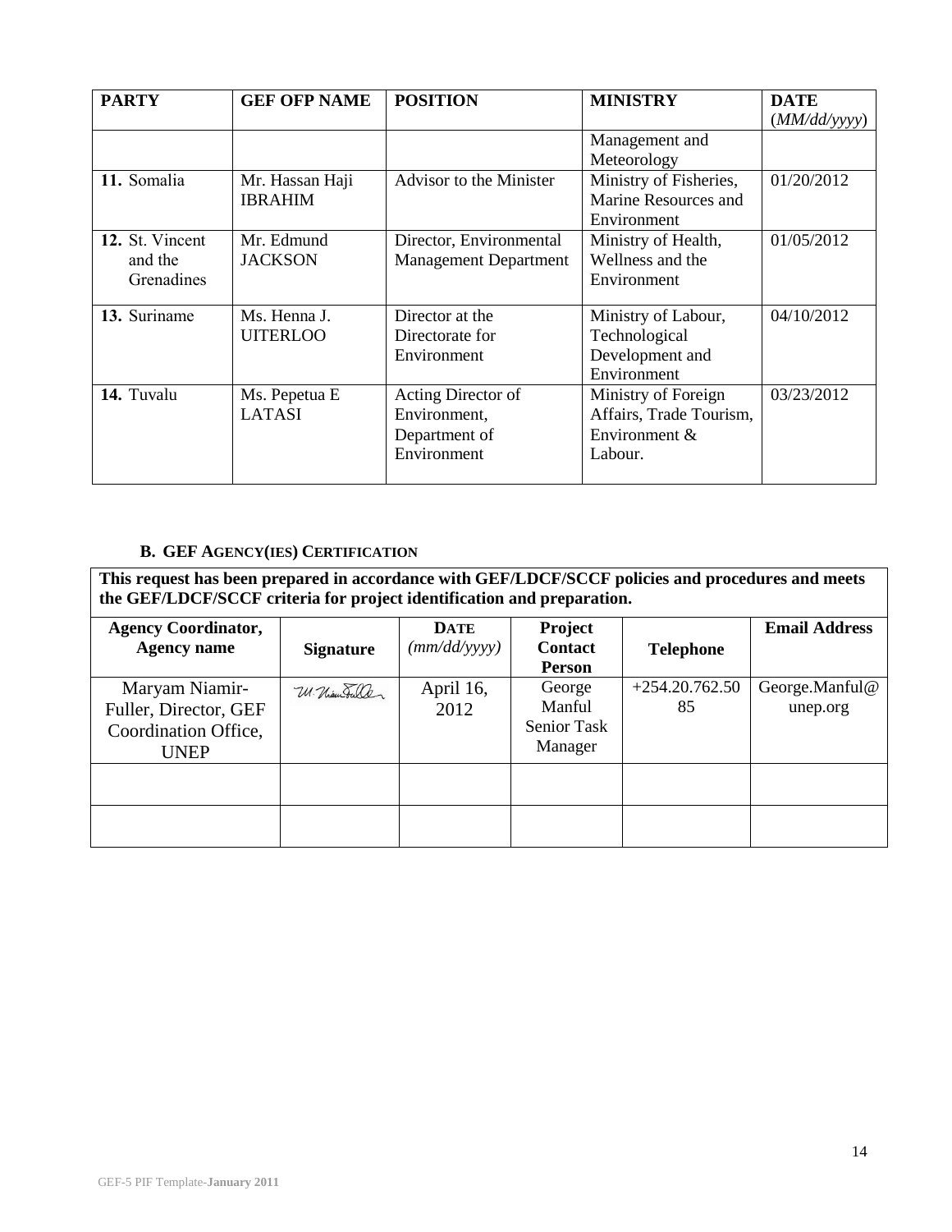| PARTY | GEF OFP NAME | POSITION | MINISTRY | DATE (*MM/dd/yyyy*) |
|---|---|---|---|---|
| | | | Management and Meteorology | |
| **11.** Somalia | Mr. Hassan Haji IBRAHIM | Advisor to the Minister | Ministry of Fisheries, Marine Resources and Environment | 01/20/2012 |
| **12.** St. Vincent and the Grenadines | Mr. Edmund JACKSON | Director, Environmental Management Department | Ministry of Health, Wellness and the Environment | 01/05/2012 |
| **13.** Suriname | Ms. Henna J. UITERLOO | Director at the Directorate for Environment | Ministry of Labour, Technological Development and Environment | 04/10/2012 |
| **14.** Tuvalu | Ms. Pepetua E LATASI | Acting Director of Environment, Department of Environment | Ministry of Foreign Affairs, Trade Tourism, Environment & Labour. | 03/23/2012 |

### B. GEF Agency(ies) Certification

**This request has been prepared in accordance with GEF/LDCF/SCCF policies and procedures and meets the GEF/LDCF/SCCF criteria for project identification and preparation.**

| Agency Coordinator, Agency name | Signature | DATE (*mm/dd/yyyy*) | Project Contact Person | Telephone | Email Address |
|---|---|---|---|---|---|
| Maryam Niamir-Fuller, Director, GEF Coordination Office, UNEP | | April 16, 2012 | George Manful Senior Task Manager | +254.20.762.5085 | George.Manful@unep.org |
| | | | | | |
| | | | | | |